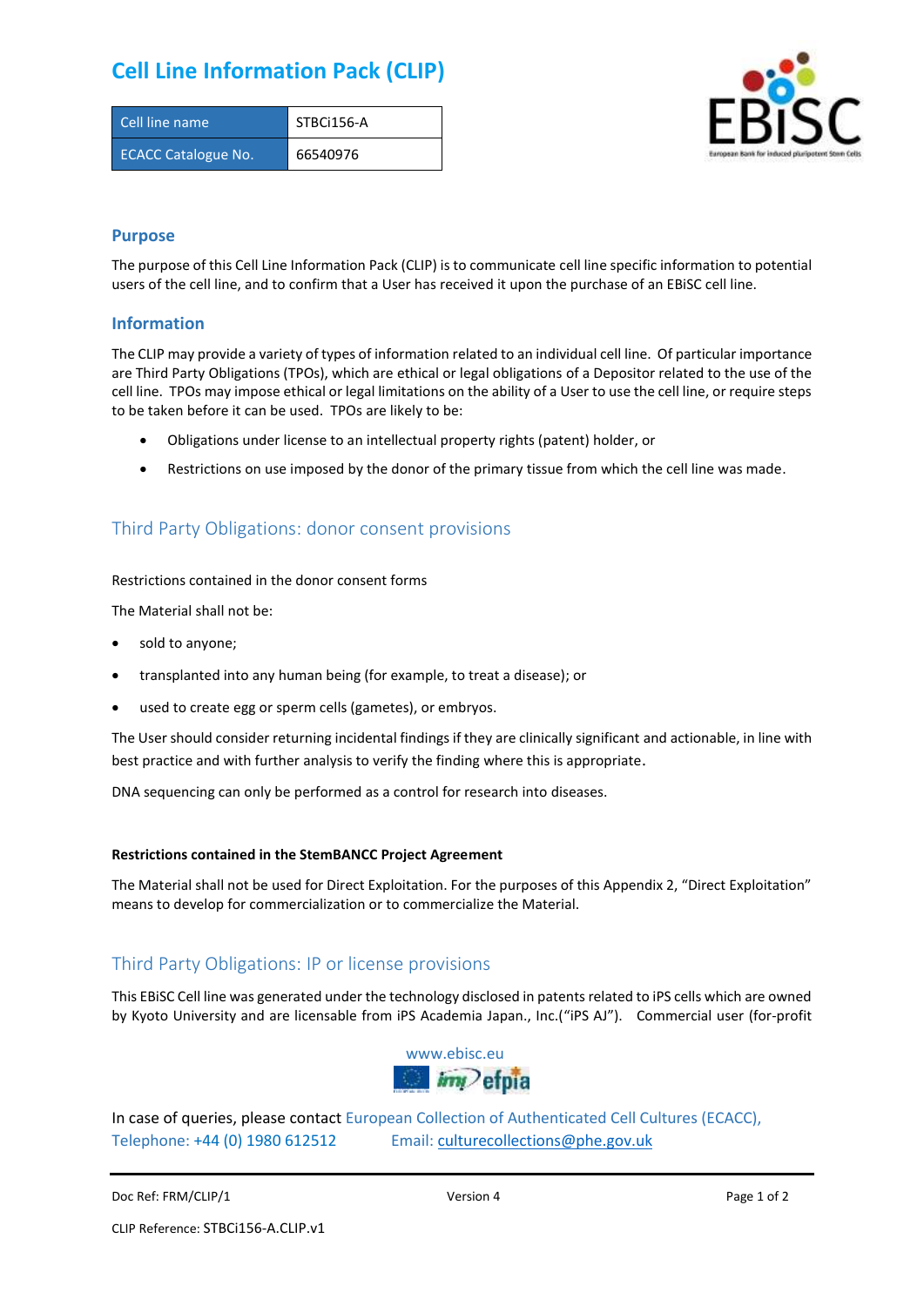# Cell Line Information Pack (CLIP)

| Cell line name | STBCi156-A |
| --- | --- |
| ECACC Catalogue No. | 66540976 |

## Purpose

The purpose of this Cell Line Information Pack (CLIP) is to communicate cell line specific information to potential users of the cell line, and to confirm that a User has received it upon the purchase of an EBiSC cell line.

## Information

The CLIP may provide a variety of types of information related to an individual cell line. Of particular importance are Third Party Obligations (TPOs), which are ethical or legal obligations of a Depositor related to the use of the cell line. TPOs may impose ethical or legal limitations on the ability of a User to use the cell line, or require steps to be taken before it can be used. TPOs are likely to be:

- Obligations under license to an intellectual property rights (patent) holder, or
- Restrictions on use imposed by the donor of the primary tissue from which the cell line was made.

## Third Party Obligations: donor consent provisions

Restrictions contained in the donor consent forms

The Material shall not be:

- sold to anyone;
- transplanted into any human being (for example, to treat a disease); or
- used to create egg or sperm cells (gametes), or embryos.

The User should consider returning incidental findings if they are clinically significant and actionable, in line with best practice and with further analysis to verify the finding where this is appropriate.

DNA sequencing can only be performed as a control for research into diseases.

**Restrictions contained in the StemBANCC Project Agreement**

The Material shall not be used for Direct Exploitation. For the purposes of this Appendix 2, "Direct Exploitation" means to develop for commercialization or to commercialize the Material.

## Third Party Obligations: IP or license provisions

This EBiSC Cell line was generated under the technology disclosed in patents related to iPS cells which are owned by Kyoto University and are licensable from iPS Academia Japan., Inc.("iPS AJ"). Commercial user (for-profit

www.ebisc.eu

In case of queries, please contact European Collection of Authenticated Cell Cultures (ECACC), Telephone: +44 (0) 1980 612512 Email: culturecollections@phe.gov.uk

Doc Ref: FRM/CLIP/1 Version 4

CLIP Reference: STBCi156-A.CLIP.v1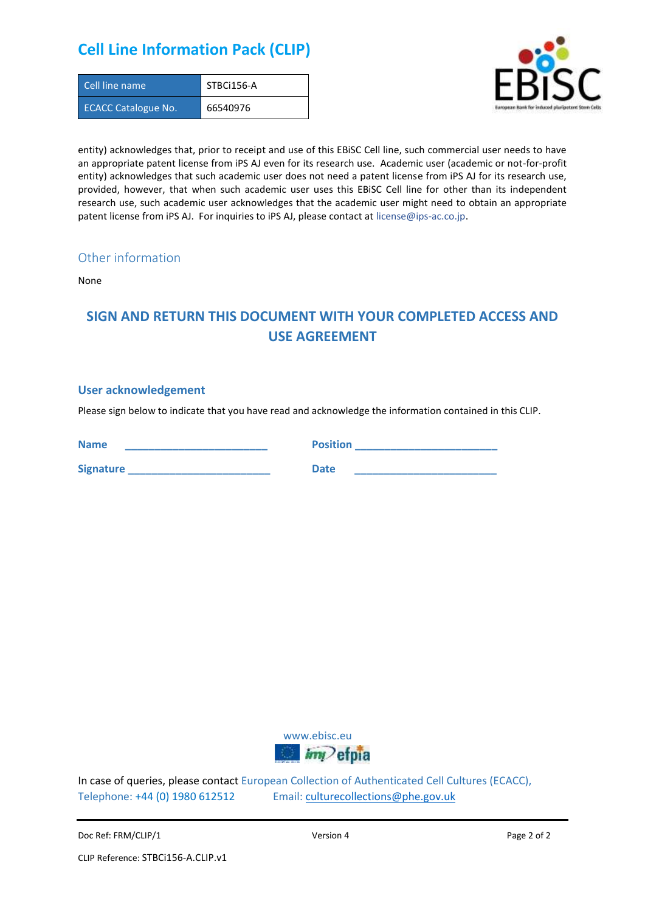# Cell Line Information Pack (CLIP)

| | |
|---|---|
| Cell line name | STBCi156-A |
| ECACC Catalogue No. | 66540976 |

entity) acknowledges that, prior to receipt and use of this EBiSC Cell line, such commercial user needs to have an appropriate patent license from iPS AJ even for its research use. Academic user (academic or not-for-profit entity) acknowledges that such academic user does not need a patent license from iPS AJ for its research use, provided, however, that when such academic user uses this EBiSC Cell line for other than its independent research use, such academic user acknowledges that the academic user might need to obtain an appropriate patent license from iPS AJ. For inquiries to iPS AJ, please contact at license@ips-ac.co.jp.

## Other information

None

## SIGN AND RETURN THIS DOCUMENT WITH YOUR COMPLETED ACCESS AND USE AGREEMENT

### User acknowledgement

Please sign below to indicate that you have read and acknowledge the information contained in this CLIP.

**Name** _________________________ **Position** _________________________

**Signature** _________________________ **Date** _________________________

www.ebisc.eu

In case of queries, please contact European Collection of Authenticated Cell Cultures (ECACC), Telephone: +44 (0) 1980 612512 Email: culturecollections@phe.gov.uk

Doc Ref: FRM/CLIP/1 Version 4

CLIP Reference: STBCi156-A.CLIP.v1